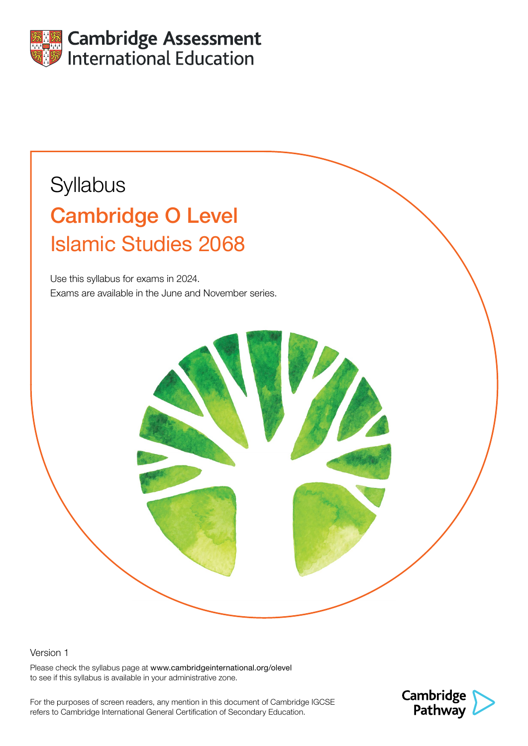Cambridge Assessment International Education

Syllabus

# Cambridge O Level

## Islamic Studies 2068

Use this syllabus for exams in 2024.
Exams are available in the June and November series.

Version 1

Please check the syllabus page at www.cambridgeinternational.org/olevel to see if this syllabus is available in your administrative zone.

For the purposes of screen readers, any mention in this document of Cambridge IGCSE refers to Cambridge International General Certification of Secondary Education.

Cambridge Pathway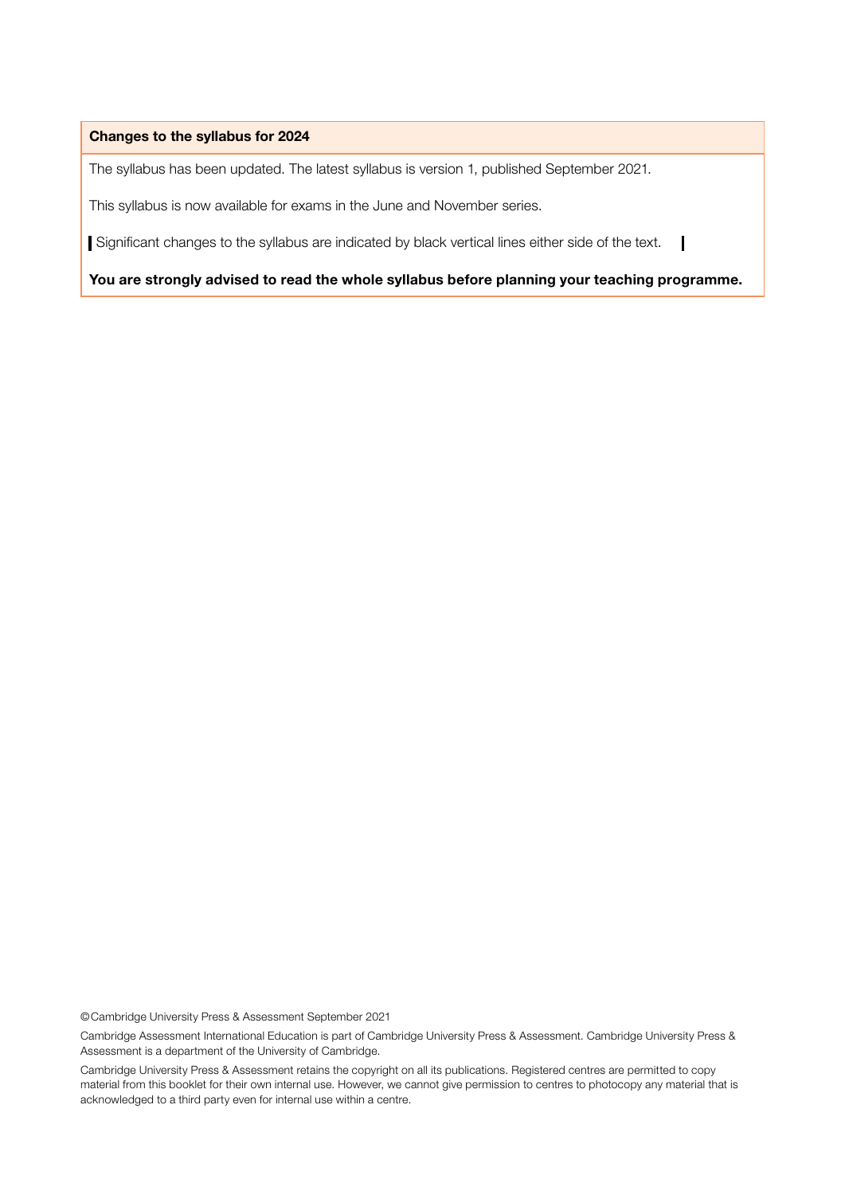**Changes to the syllabus for 2024**

The syllabus has been updated. The latest syllabus is version 1, published September 2021.

This syllabus is now available for exams in the June and November series.

Significant changes to the syllabus are indicated by black vertical lines either side of the text.

**You are strongly advised to read the whole syllabus before planning your teaching programme.**

© Cambridge University Press & Assessment September 2021

Cambridge Assessment International Education is part of Cambridge University Press & Assessment. Cambridge University Press & Assessment is a department of the University of Cambridge.

Cambridge University Press & Assessment retains the copyright on all its publications. Registered centres are permitted to copy material from this booklet for their own internal use. However, we cannot give permission to centres to photocopy any material that is acknowledged to a third party even for internal use within a centre.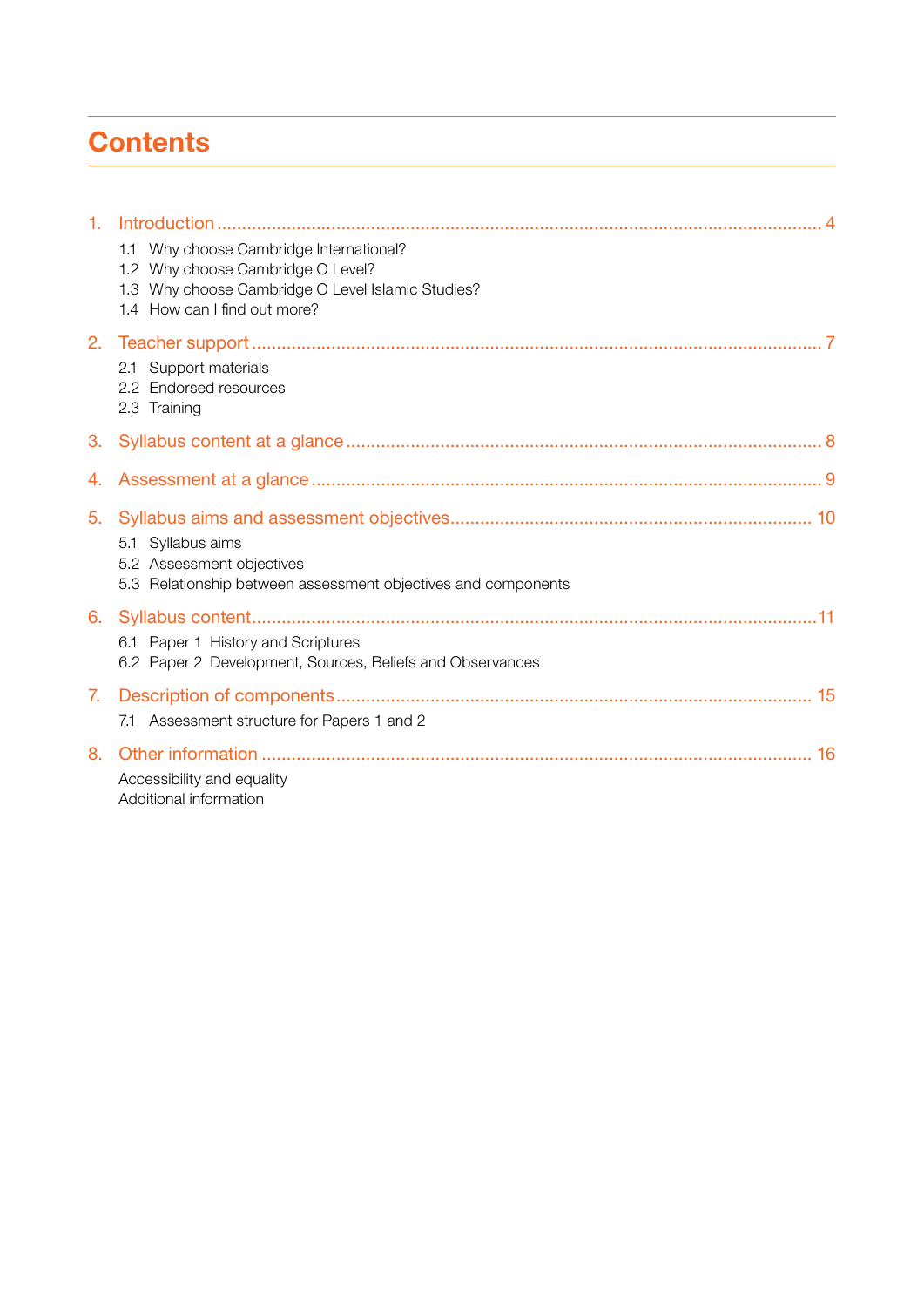# Contents

1. Introduction ... 4
   - 1.1 Why choose Cambridge International?
   - 1.2 Why choose Cambridge O Level?
   - 1.3 Why choose Cambridge O Level Islamic Studies?
   - 1.4 How can I find out more?

2. Teacher support ... 7
   - 2.1 Support materials
   - 2.2 Endorsed resources
   - 2.3 Training

3. Syllabus content at a glance ... 8

4. Assessment at a glance ... 9

5. Syllabus aims and assessment objectives ... 10
   - 5.1 Syllabus aims
   - 5.2 Assessment objectives
   - 5.3 Relationship between assessment objectives and components

6. Syllabus content ... 11
   - 6.1 Paper 1 History and Scriptures
   - 6.2 Paper 2 Development, Sources, Beliefs and Observances

7. Description of components ... 15
   - 7.1 Assessment structure for Papers 1 and 2

8. Other information ... 16
   - Accessibility and equality
   - Additional information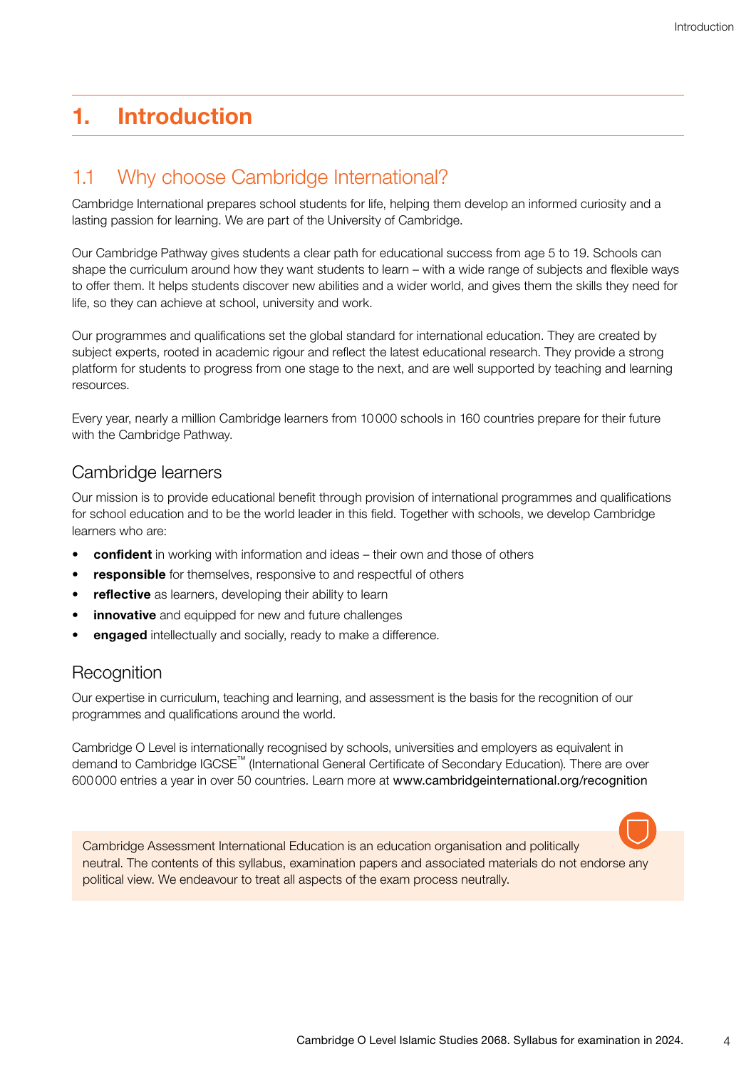# 1. Introduction

## 1.1 Why choose Cambridge International?

Cambridge International prepares school students for life, helping them develop an informed curiosity and a lasting passion for learning. We are part of the University of Cambridge.

Our Cambridge Pathway gives students a clear path for educational success from age 5 to 19. Schools can shape the curriculum around how they want students to learn – with a wide range of subjects and flexible ways to offer them. It helps students discover new abilities and a wider world, and gives them the skills they need for life, so they can achieve at school, university and work.

Our programmes and qualifications set the global standard for international education. They are created by subject experts, rooted in academic rigour and reflect the latest educational research. They provide a strong platform for students to progress from one stage to the next, and are well supported by teaching and learning resources.

Every year, nearly a million Cambridge learners from 10 000 schools in 160 countries prepare for their future with the Cambridge Pathway.

### Cambridge learners

Our mission is to provide educational benefit through provision of international programmes and qualifications for school education and to be the world leader in this field. Together with schools, we develop Cambridge learners who are:

- **confident** in working with information and ideas – their own and those of others
- **responsible** for themselves, responsive to and respectful of others
- **reflective** as learners, developing their ability to learn
- **innovative** and equipped for new and future challenges
- **engaged** intellectually and socially, ready to make a difference.

### Recognition

Our expertise in curriculum, teaching and learning, and assessment is the basis for the recognition of our programmes and qualifications around the world.

Cambridge O Level is internationally recognised by schools, universities and employers as equivalent in demand to Cambridge IGCSE™ (International General Certificate of Secondary Education). There are over 600 000 entries a year in over 50 countries. Learn more at www.cambridgeinternational.org/recognition

Cambridge Assessment International Education is an education organisation and politically neutral. The contents of this syllabus, examination papers and associated materials do not endorse any political view. We endeavour to treat all aspects of the exam process neutrally.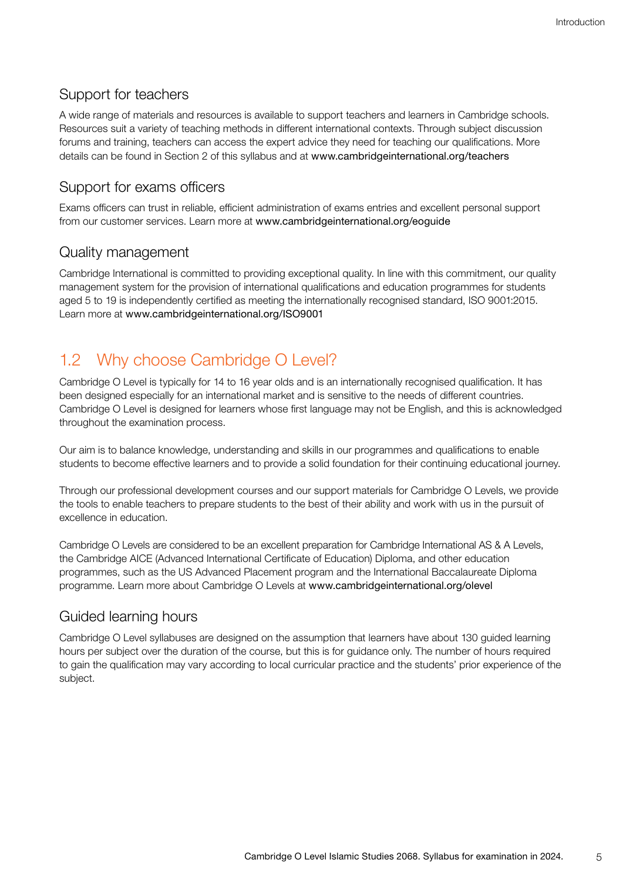### Support for teachers

A wide range of materials and resources is available to support teachers and learners in Cambridge schools. Resources suit a variety of teaching methods in different international contexts. Through subject discussion forums and training, teachers can access the expert advice they need for teaching our qualifications. More details can be found in Section 2 of this syllabus and at www.cambridgeinternational.org/teachers

### Support for exams officers

Exams officers can trust in reliable, efficient administration of exams entries and excellent personal support from our customer services. Learn more at www.cambridgeinternational.org/eoguide

### Quality management

Cambridge International is committed to providing exceptional quality. In line with this commitment, our quality management system for the provision of international qualifications and education programmes for students aged 5 to 19 is independently certified as meeting the internationally recognised standard, ISO 9001:2015. Learn more at www.cambridgeinternational.org/ISO9001

## 1.2 Why choose Cambridge O Level?

Cambridge O Level is typically for 14 to 16 year olds and is an internationally recognised qualification. It has been designed especially for an international market and is sensitive to the needs of different countries. Cambridge O Level is designed for learners whose first language may not be English, and this is acknowledged throughout the examination process.

Our aim is to balance knowledge, understanding and skills in our programmes and qualifications to enable students to become effective learners and to provide a solid foundation for their continuing educational journey.

Through our professional development courses and our support materials for Cambridge O Levels, we provide the tools to enable teachers to prepare students to the best of their ability and work with us in the pursuit of excellence in education.

Cambridge O Levels are considered to be an excellent preparation for Cambridge International AS & A Levels, the Cambridge AICE (Advanced International Certificate of Education) Diploma, and other education programmes, such as the US Advanced Placement program and the International Baccalaureate Diploma programme. Learn more about Cambridge O Levels at www.cambridgeinternational.org/olevel

### Guided learning hours

Cambridge O Level syllabuses are designed on the assumption that learners have about 130 guided learning hours per subject over the duration of the course, but this is for guidance only. The number of hours required to gain the qualification may vary according to local curricular practice and the students' prior experience of the subject.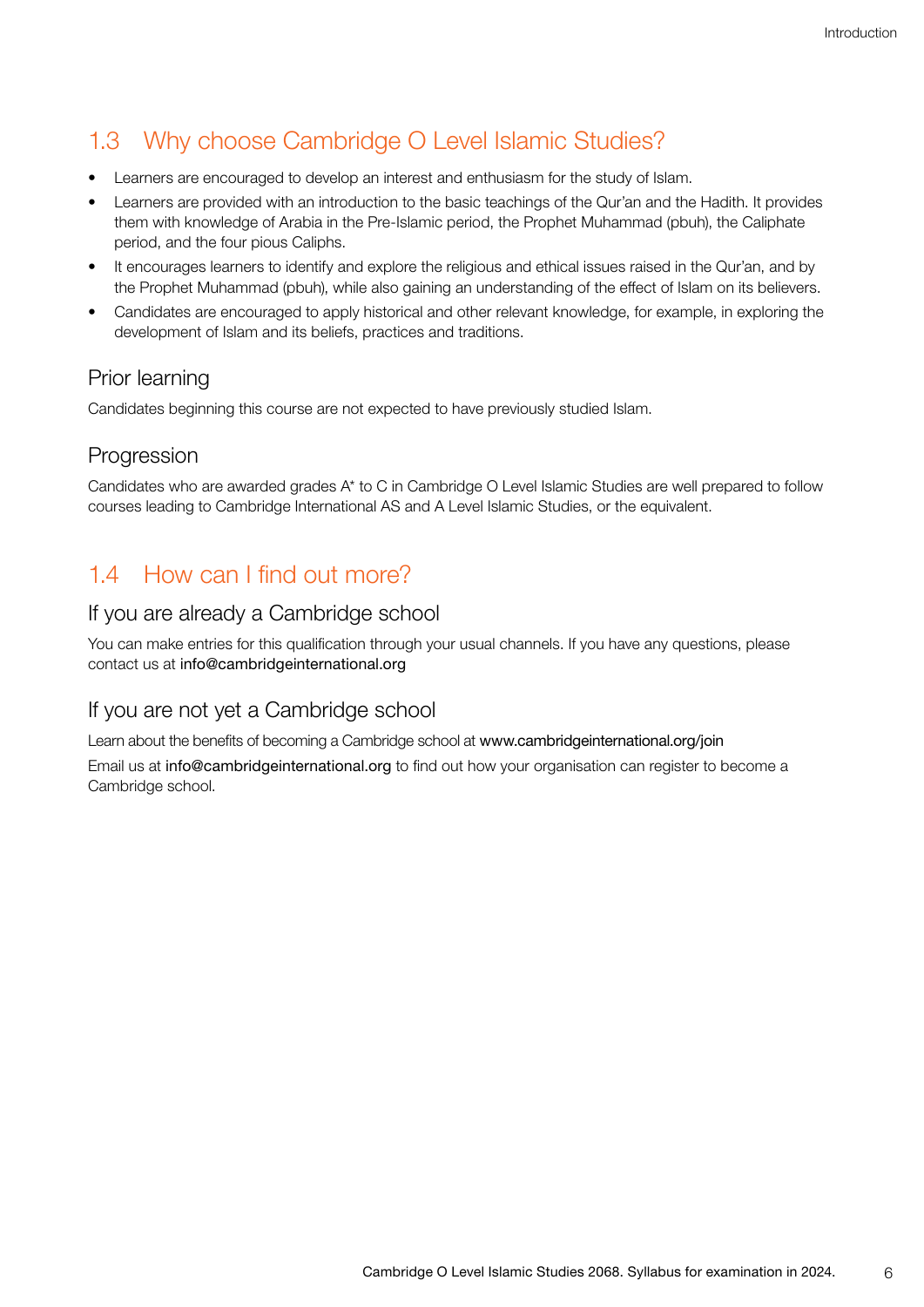## 1.3 Why choose Cambridge O Level Islamic Studies?

- Learners are encouraged to develop an interest and enthusiasm for the study of Islam.
- Learners are provided with an introduction to the basic teachings of the Qur'an and the Hadith. It provides them with knowledge of Arabia in the Pre-Islamic period, the Prophet Muhammad (pbuh), the Caliphate period, and the four pious Caliphs.
- It encourages learners to identify and explore the religious and ethical issues raised in the Qur'an, and by the Prophet Muhammad (pbuh), while also gaining an understanding of the effect of Islam on its believers.
- Candidates are encouraged to apply historical and other relevant knowledge, for example, in exploring the development of Islam and its beliefs, practices and traditions.

### Prior learning

Candidates beginning this course are not expected to have previously studied Islam.

### Progression

Candidates who are awarded grades A* to C in Cambridge O Level Islamic Studies are well prepared to follow courses leading to Cambridge International AS and A Level Islamic Studies, or the equivalent.

## 1.4 How can I find out more?

### If you are already a Cambridge school

You can make entries for this qualification through your usual channels. If you have any questions, please contact us at info@cambridgeinternational.org

### If you are not yet a Cambridge school

Learn about the benefits of becoming a Cambridge school at www.cambridgeinternational.org/join

Email us at info@cambridgeinternational.org to find out how your organisation can register to become a Cambridge school.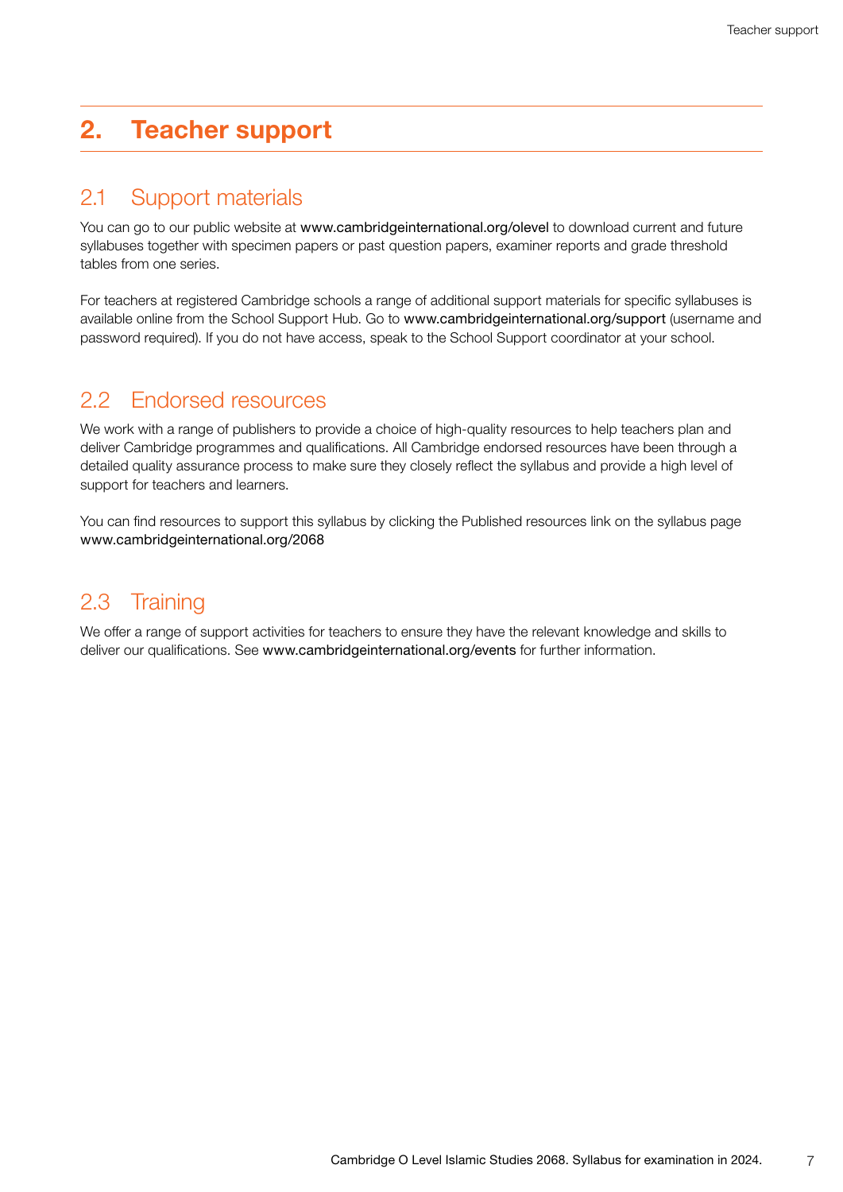# 2. Teacher support

## 2.1 Support materials

You can go to our public website at www.cambridgeinternational.org/olevel to download current and future syllabuses together with specimen papers or past question papers, examiner reports and grade threshold tables from one series.

For teachers at registered Cambridge schools a range of additional support materials for specific syllabuses is available online from the School Support Hub. Go to www.cambridgeinternational.org/support (username and password required). If you do not have access, speak to the School Support coordinator at your school.

## 2.2 Endorsed resources

We work with a range of publishers to provide a choice of high-quality resources to help teachers plan and deliver Cambridge programmes and qualifications. All Cambridge endorsed resources have been through a detailed quality assurance process to make sure they closely reflect the syllabus and provide a high level of support for teachers and learners.

You can find resources to support this syllabus by clicking the Published resources link on the syllabus page www.cambridgeinternational.org/2068

## 2.3 Training

We offer a range of support activities for teachers to ensure they have the relevant knowledge and skills to deliver our qualifications. See www.cambridgeinternational.org/events for further information.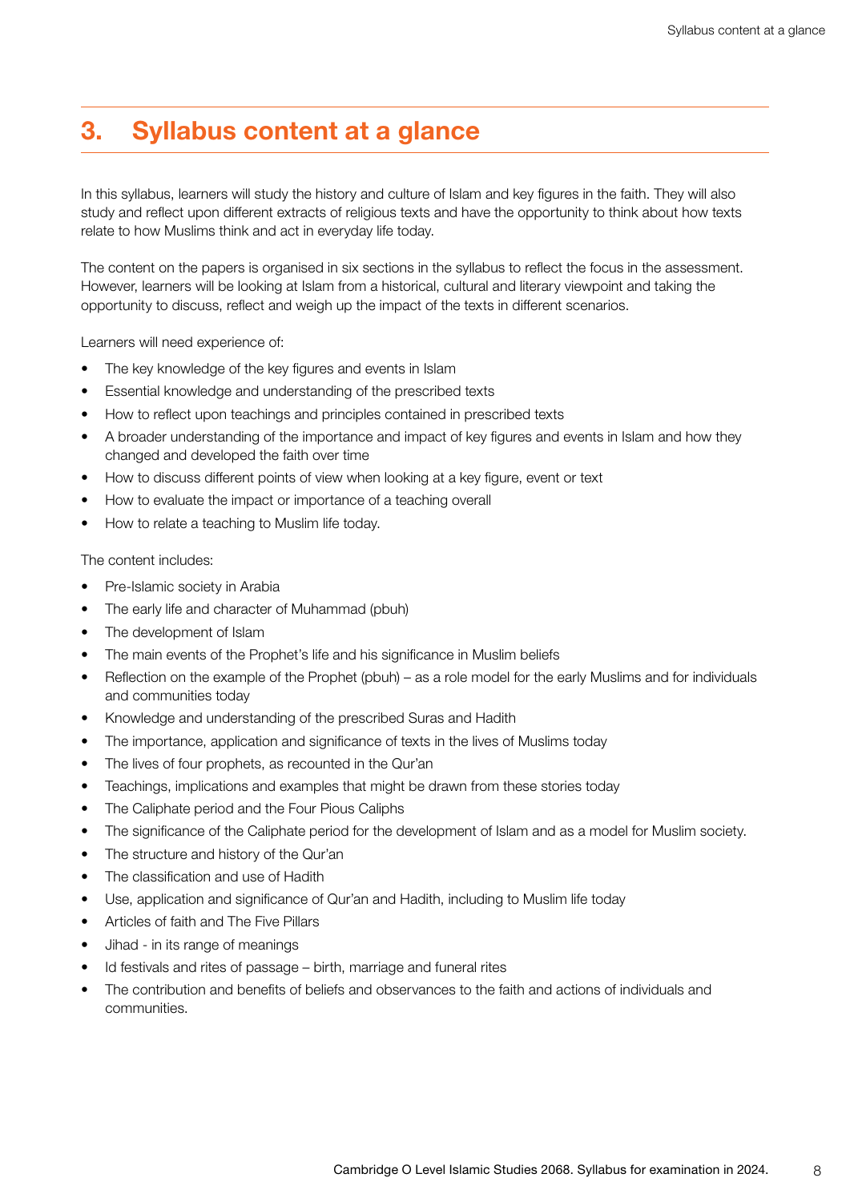# 3. Syllabus content at a glance

In this syllabus, learners will study the history and culture of Islam and key figures in the faith. They will also study and reflect upon different extracts of religious texts and have the opportunity to think about how texts relate to how Muslims think and act in everyday life today.

The content on the papers is organised in six sections in the syllabus to reflect the focus in the assessment. However, learners will be looking at Islam from a historical, cultural and literary viewpoint and taking the opportunity to discuss, reflect and weigh up the impact of the texts in different scenarios.

Learners will need experience of:

- The key knowledge of the key figures and events in Islam
- Essential knowledge and understanding of the prescribed texts
- How to reflect upon teachings and principles contained in prescribed texts
- A broader understanding of the importance and impact of key figures and events in Islam and how they changed and developed the faith over time
- How to discuss different points of view when looking at a key figure, event or text
- How to evaluate the impact or importance of a teaching overall
- How to relate a teaching to Muslim life today.

The content includes:

- Pre-Islamic society in Arabia
- The early life and character of Muhammad (pbuh)
- The development of Islam
- The main events of the Prophet's life and his significance in Muslim beliefs
- Reflection on the example of the Prophet (pbuh) – as a role model for the early Muslims and for individuals and communities today
- Knowledge and understanding of the prescribed Suras and Hadith
- The importance, application and significance of texts in the lives of Muslims today
- The lives of four prophets, as recounted in the Qur'an
- Teachings, implications and examples that might be drawn from these stories today
- The Caliphate period and the Four Pious Caliphs
- The significance of the Caliphate period for the development of Islam and as a model for Muslim society.
- The structure and history of the Qur'an
- The classification and use of Hadith
- Use, application and significance of Qur'an and Hadith, including to Muslim life today
- Articles of faith and The Five Pillars
- Jihad - in its range of meanings
- Id festivals and rites of passage – birth, marriage and funeral rites
- The contribution and benefits of beliefs and observances to the faith and actions of individuals and communities.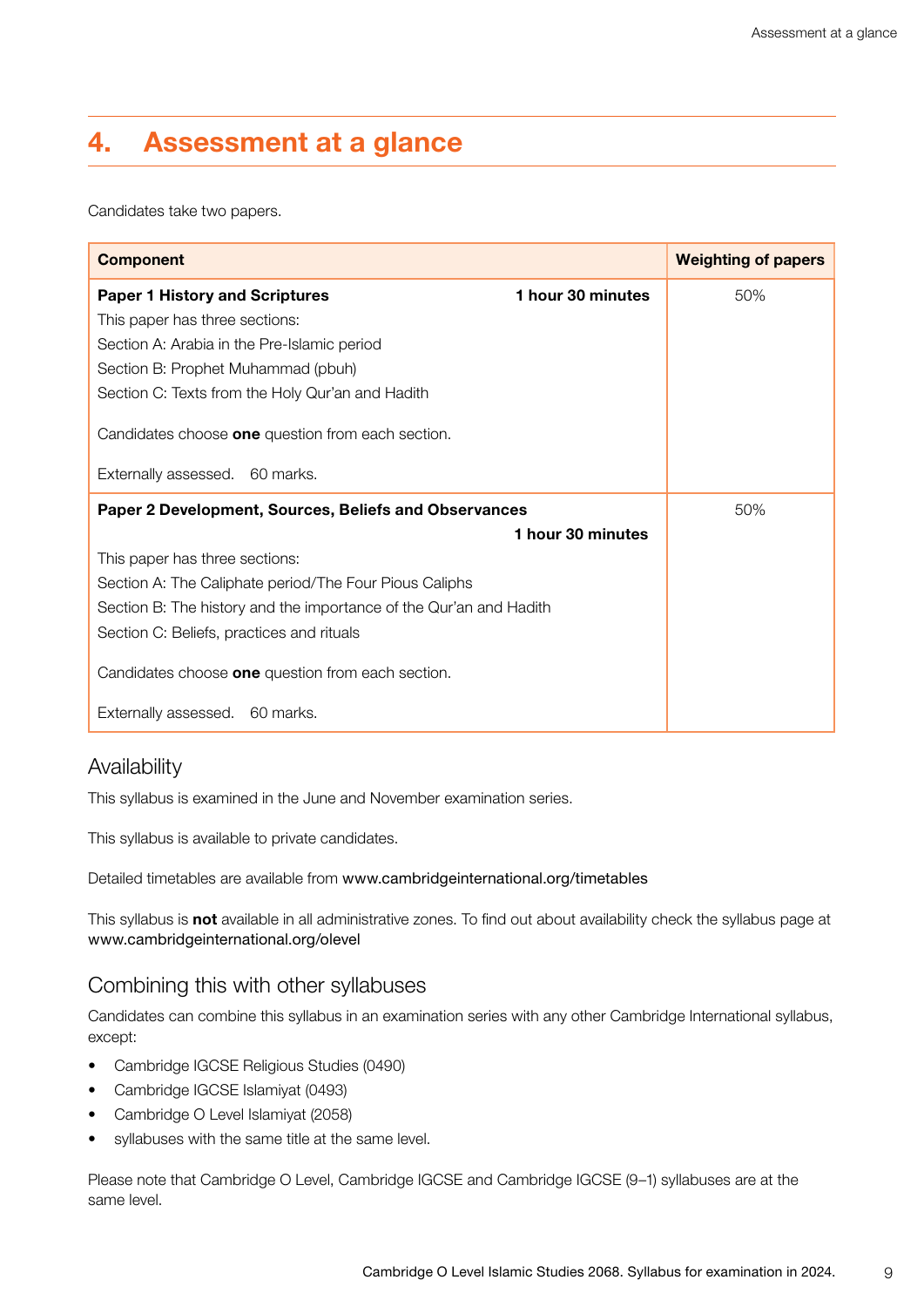# 4. Assessment at a glance

Candidates take two papers.

| Component | Weighting of papers |
|---|---|
| **Paper 1 History and Scriptures** **1 hour 30 minutes**<br>This paper has three sections:<br>Section A: Arabia in the Pre-Islamic period<br>Section B: Prophet Muhammad (pbuh)<br>Section C: Texts from the Holy Qur'an and Hadith<br><br>Candidates choose **one** question from each section.<br><br>Externally assessed. 60 marks. | 50% |
| **Paper 2 Development, Sources, Beliefs and Observances** **1 hour 30 minutes**<br>This paper has three sections:<br>Section A: The Caliphate period/The Four Pious Caliphs<br>Section B: The history and the importance of the Qur'an and Hadith<br>Section C: Beliefs, practices and rituals<br><br>Candidates choose **one** question from each section.<br><br>Externally assessed. 60 marks. | 50% |

## Availability

This syllabus is examined in the June and November examination series.

This syllabus is available to private candidates.

Detailed timetables are available from www.cambridgeinternational.org/timetables

This syllabus is **not** available in all administrative zones. To find out about availability check the syllabus page at www.cambridgeinternational.org/olevel

## Combining this with other syllabuses

Candidates can combine this syllabus in an examination series with any other Cambridge International syllabus, except:

- Cambridge IGCSE Religious Studies (0490)
- Cambridge IGCSE Islamiyat (0493)
- Cambridge O Level Islamiyat (2058)
- syllabuses with the same title at the same level.

Please note that Cambridge O Level, Cambridge IGCSE and Cambridge IGCSE (9–1) syllabuses are at the same level.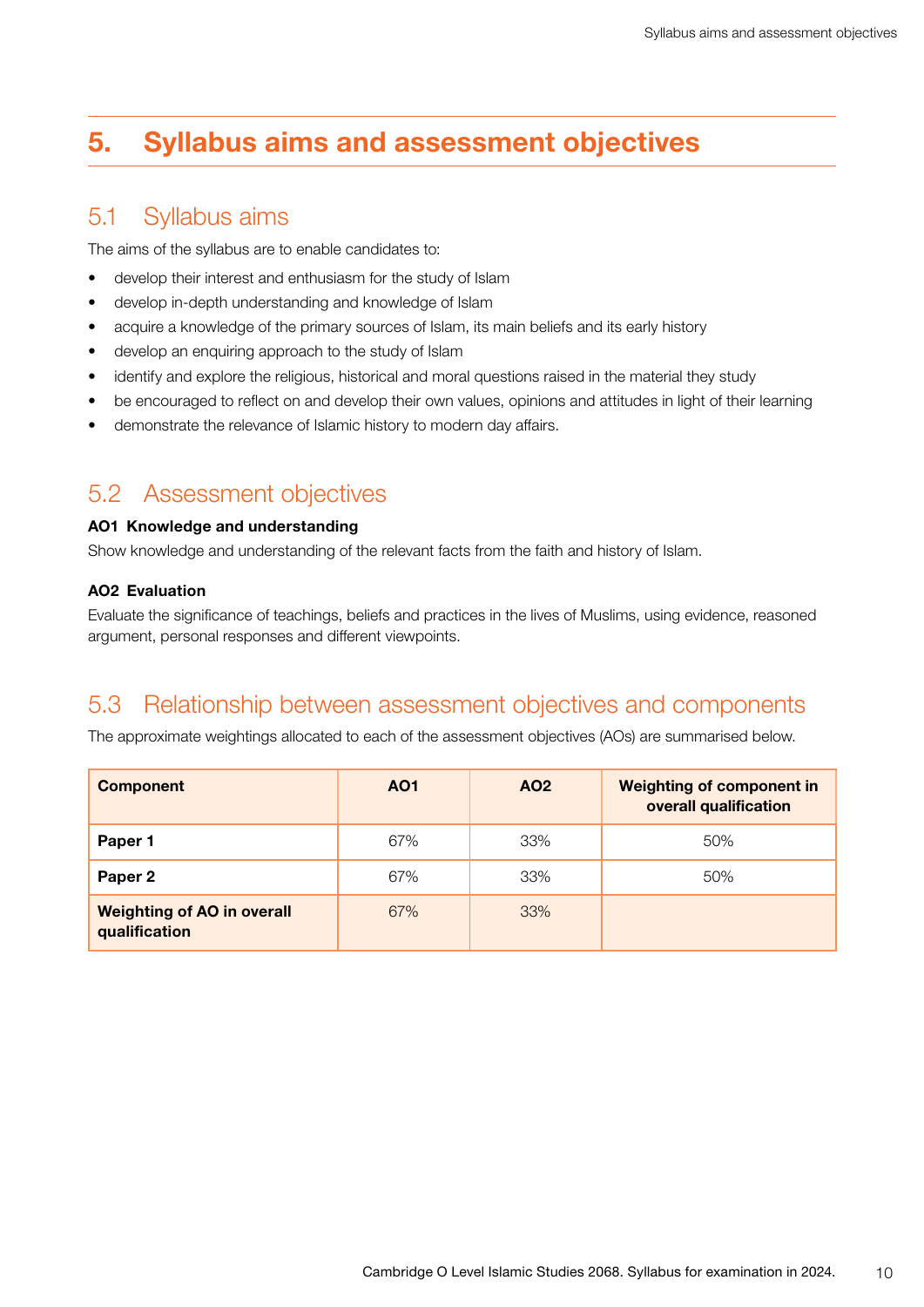# 5. Syllabus aims and assessment objectives

## 5.1 Syllabus aims

The aims of the syllabus are to enable candidates to:

- develop their interest and enthusiasm for the study of Islam
- develop in-depth understanding and knowledge of Islam
- acquire a knowledge of the primary sources of Islam, its main beliefs and its early history
- develop an enquiring approach to the study of Islam
- identify and explore the religious, historical and moral questions raised in the material they study
- be encouraged to reflect on and develop their own values, opinions and attitudes in light of their learning
- demonstrate the relevance of Islamic history to modern day affairs.

## 5.2 Assessment objectives

**AO1 Knowledge and understanding**

Show knowledge and understanding of the relevant facts from the faith and history of Islam.

**AO2 Evaluation**

Evaluate the significance of teachings, beliefs and practices in the lives of Muslims, using evidence, reasoned argument, personal responses and different viewpoints.

## 5.3 Relationship between assessment objectives and components

The approximate weightings allocated to each of the assessment objectives (AOs) are summarised below.

| Component | AO1 | AO2 | Weighting of component in overall qualification |
|---|---|---|---|
| **Paper 1** | 67% | 33% | 50% |
| **Paper 2** | 67% | 33% | 50% |
| **Weighting of AO in overall qualification** | 67% | 33% | |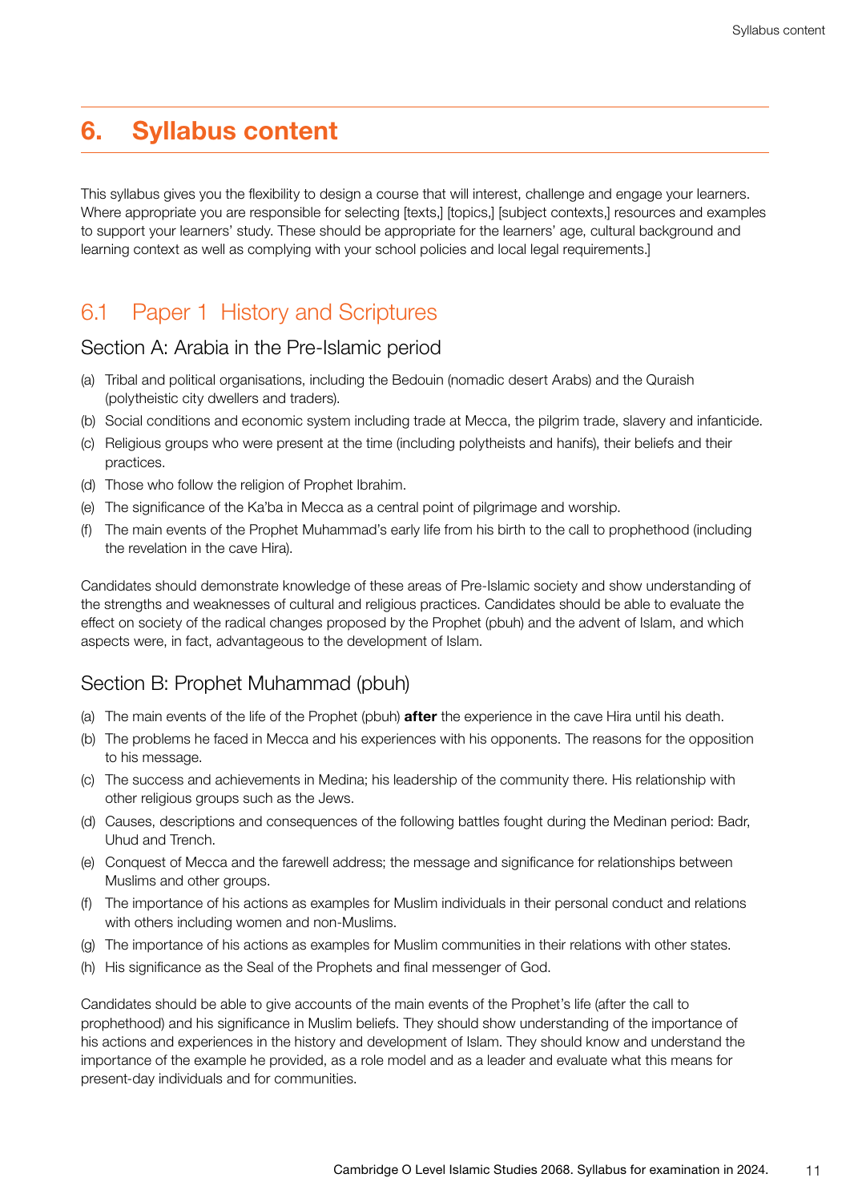# 6. Syllabus content

This syllabus gives you the flexibility to design a course that will interest, challenge and engage your learners. Where appropriate you are responsible for selecting [texts,] [topics,] [subject contexts,] resources and examples to support your learners' study. These should be appropriate for the learners' age, cultural background and learning context as well as complying with your school policies and local legal requirements.]

## 6.1 Paper 1 History and Scriptures

### Section A: Arabia in the Pre-Islamic period

(a) Tribal and political organisations, including the Bedouin (nomadic desert Arabs) and the Quraish (polytheistic city dwellers and traders).

(b) Social conditions and economic system including trade at Mecca, the pilgrim trade, slavery and infanticide.

(c) Religious groups who were present at the time (including polytheists and hanifs), their beliefs and their practices.

(d) Those who follow the religion of Prophet Ibrahim.

(e) The significance of the Ka'ba in Mecca as a central point of pilgrimage and worship.

(f) The main events of the Prophet Muhammad's early life from his birth to the call to prophethood (including the revelation in the cave Hira).

Candidates should demonstrate knowledge of these areas of Pre-Islamic society and show understanding of the strengths and weaknesses of cultural and religious practices. Candidates should be able to evaluate the effect on society of the radical changes proposed by the Prophet (pbuh) and the advent of Islam, and which aspects were, in fact, advantageous to the development of Islam.

### Section B: Prophet Muhammad (pbuh)

(a) The main events of the life of the Prophet (pbuh) **after** the experience in the cave Hira until his death.

(b) The problems he faced in Mecca and his experiences with his opponents. The reasons for the opposition to his message.

(c) The success and achievements in Medina; his leadership of the community there. His relationship with other religious groups such as the Jews.

(d) Causes, descriptions and consequences of the following battles fought during the Medinan period: Badr, Uhud and Trench.

(e) Conquest of Mecca and the farewell address; the message and significance for relationships between Muslims and other groups.

(f) The importance of his actions as examples for Muslim individuals in their personal conduct and relations with others including women and non-Muslims.

(g) The importance of his actions as examples for Muslim communities in their relations with other states.

(h) His significance as the Seal of the Prophets and final messenger of God.

Candidates should be able to give accounts of the main events of the Prophet's life (after the call to prophethood) and his significance in Muslim beliefs. They should show understanding of the importance of his actions and experiences in the history and development of Islam. They should know and understand the importance of the example he provided, as a role model and as a leader and evaluate what this means for present-day individuals and for communities.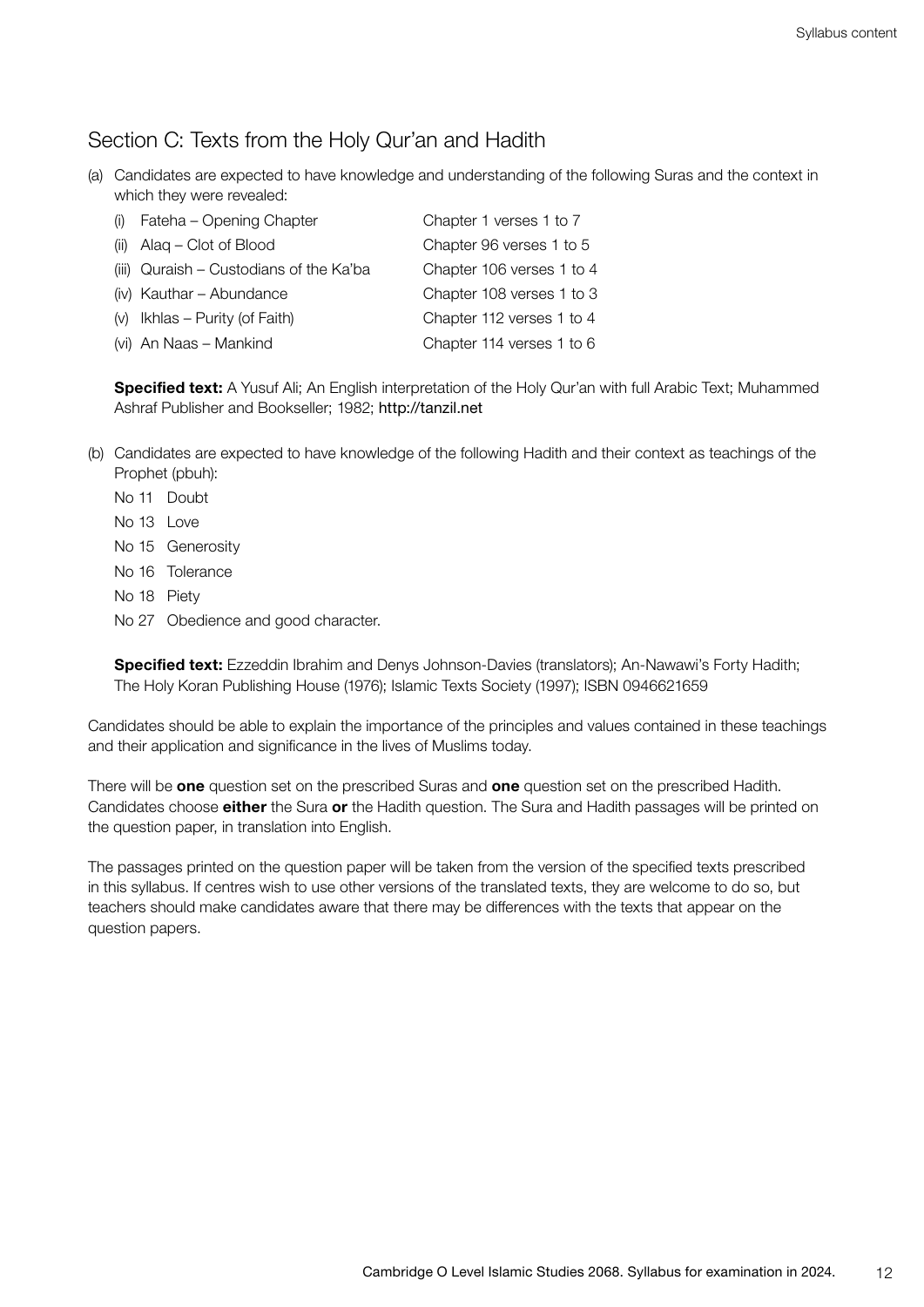## Section C: Texts from the Holy Qur'an and Hadith

(a) Candidates are expected to have knowledge and understanding of the following Suras and the context in which they were revealed:

| | |
|---|---|
| (i) Fateha – Opening Chapter | Chapter 1 verses 1 to 7 |
| (ii) Alaq – Clot of Blood | Chapter 96 verses 1 to 5 |
| (iii) Quraish – Custodians of the Ka'ba | Chapter 106 verses 1 to 4 |
| (iv) Kauthar – Abundance | Chapter 108 verses 1 to 3 |
| (v) Ikhlas – Purity (of Faith) | Chapter 112 verses 1 to 4 |
| (vi) An Naas – Mankind | Chapter 114 verses 1 to 6 |

**Specified text:** A Yusuf Ali; An English interpretation of the Holy Qur'an with full Arabic Text; Muhammed Ashraf Publisher and Bookseller; 1982; http://tanzil.net

(b) Candidates are expected to have knowledge of the following Hadith and their context as teachings of the Prophet (pbuh):

No 11 Doubt
No 13 Love
No 15 Generosity
No 16 Tolerance
No 18 Piety
No 27 Obedience and good character.

**Specified text:** Ezzeddin Ibrahim and Denys Johnson-Davies (translators); An-Nawawi's Forty Hadith; The Holy Koran Publishing House (1976); Islamic Texts Society (1997); ISBN 0946621659

Candidates should be able to explain the importance of the principles and values contained in these teachings and their application and significance in the lives of Muslims today.

There will be **one** question set on the prescribed Suras and **one** question set on the prescribed Hadith. Candidates choose **either** the Sura **or** the Hadith question. The Sura and Hadith passages will be printed on the question paper, in translation into English.

The passages printed on the question paper will be taken from the version of the specified texts prescribed in this syllabus. If centres wish to use other versions of the translated texts, they are welcome to do so, but teachers should make candidates aware that there may be differences with the texts that appear on the question papers.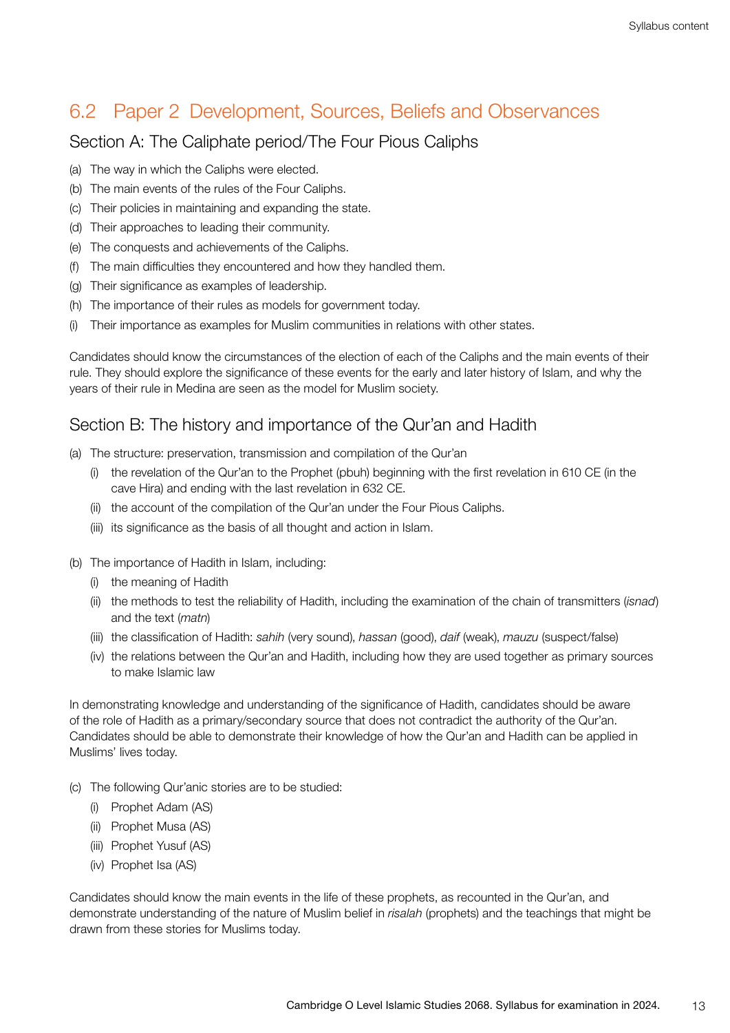## 6.2 Paper 2 Development, Sources, Beliefs and Observances

### Section A: The Caliphate period/The Four Pious Caliphs

(a) The way in which the Caliphs were elected.
(b) The main events of the rules of the Four Caliphs.
(c) Their policies in maintaining and expanding the state.
(d) Their approaches to leading their community.
(e) The conquests and achievements of the Caliphs.
(f) The main difficulties they encountered and how they handled them.
(g) Their significance as examples of leadership.
(h) The importance of their rules as models for government today.
(i) Their importance as examples for Muslim communities in relations with other states.

Candidates should know the circumstances of the election of each of the Caliphs and the main events of their rule. They should explore the significance of these events for the early and later history of Islam, and why the years of their rule in Medina are seen as the model for Muslim society.

### Section B: The history and importance of the Qur'an and Hadith

(a) The structure: preservation, transmission and compilation of the Qur'an
   (i) the revelation of the Qur'an to the Prophet (pbuh) beginning with the first revelation in 610 CE (in the cave Hira) and ending with the last revelation in 632 CE.
   (ii) the account of the compilation of the Qur'an under the Four Pious Caliphs.
   (iii) its significance as the basis of all thought and action in Islam.

(b) The importance of Hadith in Islam, including:
   (i) the meaning of Hadith
   (ii) the methods to test the reliability of Hadith, including the examination of the chain of transmitters (*isnad*) and the text (*matn*)
   (iii) the classification of Hadith: *sahih* (very sound), *hassan* (good), *daif* (weak), *mauzu* (suspect/false)
   (iv) the relations between the Qur'an and Hadith, including how they are used together as primary sources to make Islamic law

In demonstrating knowledge and understanding of the significance of Hadith, candidates should be aware of the role of Hadith as a primary/secondary source that does not contradict the authority of the Qur'an. Candidates should be able to demonstrate their knowledge of how the Qur'an and Hadith can be applied in Muslims' lives today.

(c) The following Qur'anic stories are to be studied:
   (i) Prophet Adam (AS)
   (ii) Prophet Musa (AS)
   (iii) Prophet Yusuf (AS)
   (iv) Prophet Isa (AS)

Candidates should know the main events in the life of these prophets, as recounted in the Qur'an, and demonstrate understanding of the nature of Muslim belief in *risalah* (prophets) and the teachings that might be drawn from these stories for Muslims today.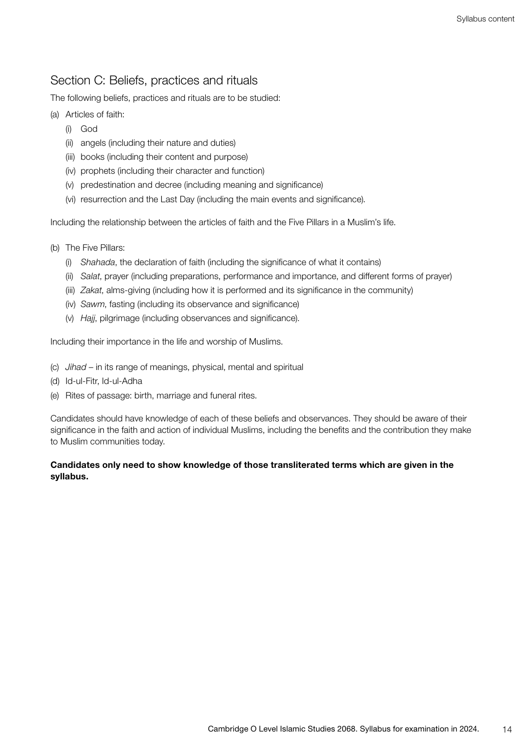## Section C: Beliefs, practices and rituals

The following beliefs, practices and rituals are to be studied:

(a) Articles of faith:

- (i) God
- (ii) angels (including their nature and duties)
- (iii) books (including their content and purpose)
- (iv) prophets (including their character and function)
- (v) predestination and decree (including meaning and significance)
- (vi) resurrection and the Last Day (including the main events and significance).

Including the relationship between the articles of faith and the Five Pillars in a Muslim's life.

(b) The Five Pillars:

- (i) *Shahada*, the declaration of faith (including the significance of what it contains)
- (ii) *Salat*, prayer (including preparations, performance and importance, and different forms of prayer)
- (iii) *Zakat*, alms-giving (including how it is performed and its significance in the community)
- (iv) *Sawm*, fasting (including its observance and significance)
- (v) *Hajj*, pilgrimage (including observances and significance).

Including their importance in the life and worship of Muslims.

(c) *Jihad* – in its range of meanings, physical, mental and spiritual

(d) Id-ul-Fitr, Id-ul-Adha

(e) Rites of passage: birth, marriage and funeral rites.

Candidates should have knowledge of each of these beliefs and observances. They should be aware of their significance in the faith and action of individual Muslims, including the benefits and the contribution they make to Muslim communities today.

**Candidates only need to show knowledge of those transliterated terms which are given in the syllabus.**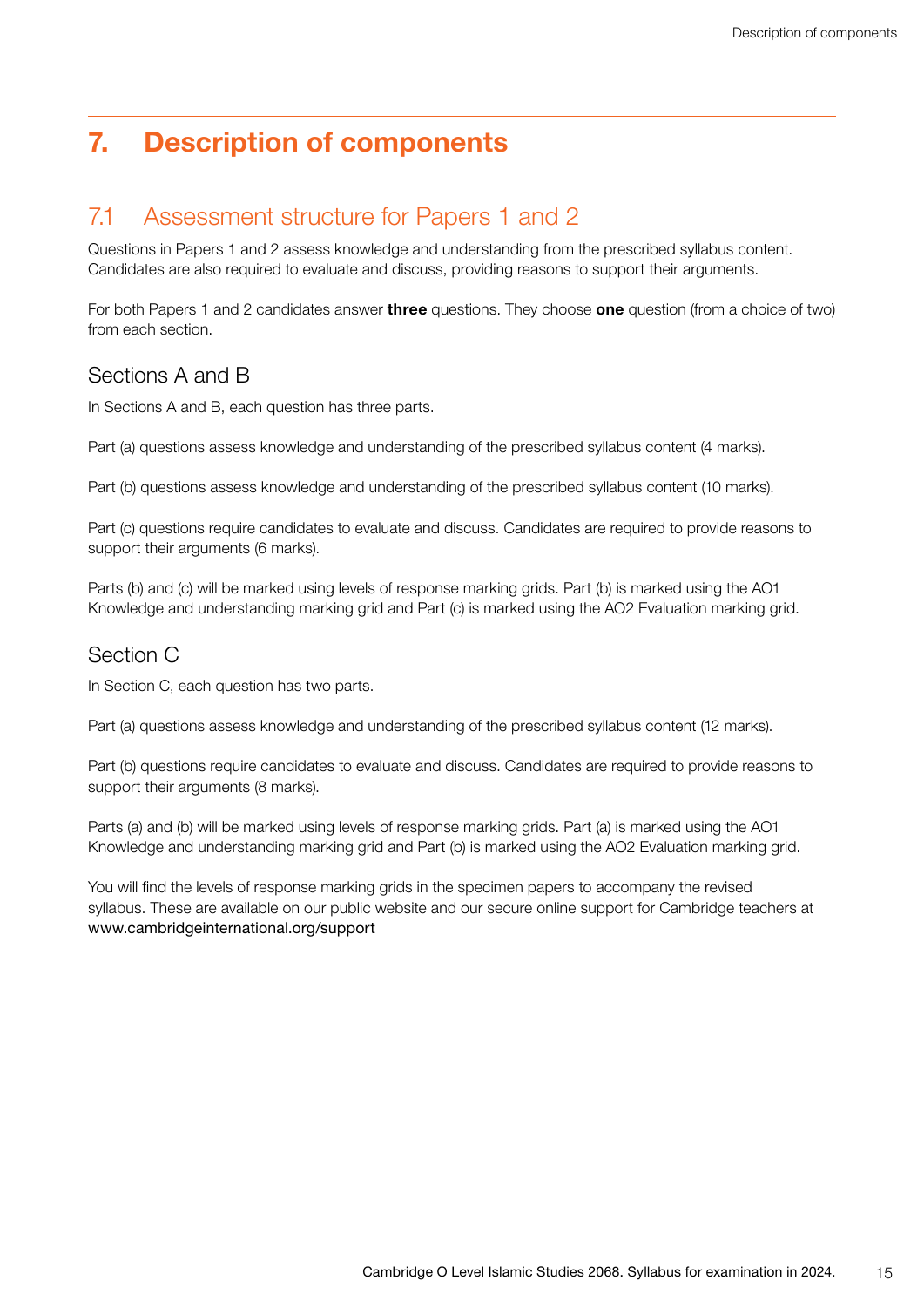# 7. Description of components

## 7.1 Assessment structure for Papers 1 and 2

Questions in Papers 1 and 2 assess knowledge and understanding from the prescribed syllabus content. Candidates are also required to evaluate and discuss, providing reasons to support their arguments.

For both Papers 1 and 2 candidates answer **three** questions. They choose **one** question (from a choice of two) from each section.

### Sections A and B

In Sections A and B, each question has three parts.

Part (a) questions assess knowledge and understanding of the prescribed syllabus content (4 marks).

Part (b) questions assess knowledge and understanding of the prescribed syllabus content (10 marks).

Part (c) questions require candidates to evaluate and discuss. Candidates are required to provide reasons to support their arguments (6 marks).

Parts (b) and (c) will be marked using levels of response marking grids. Part (b) is marked using the AO1 Knowledge and understanding marking grid and Part (c) is marked using the AO2 Evaluation marking grid.

### Section C

In Section C, each question has two parts.

Part (a) questions assess knowledge and understanding of the prescribed syllabus content (12 marks).

Part (b) questions require candidates to evaluate and discuss. Candidates are required to provide reasons to support their arguments (8 marks).

Parts (a) and (b) will be marked using levels of response marking grids. Part (a) is marked using the AO1 Knowledge and understanding marking grid and Part (b) is marked using the AO2 Evaluation marking grid.

You will find the levels of response marking grids in the specimen papers to accompany the revised syllabus. These are available on our public website and our secure online support for Cambridge teachers at www.cambridgeinternational.org/support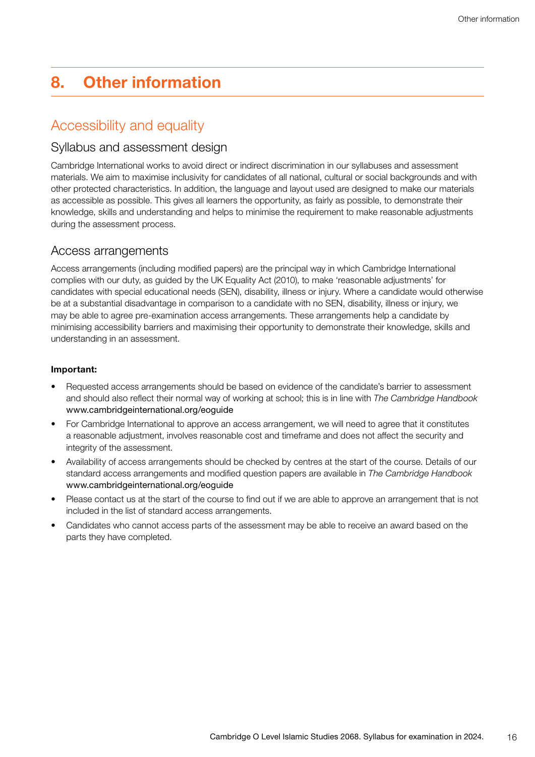# 8. Other information

## Accessibility and equality

### Syllabus and assessment design

Cambridge International works to avoid direct or indirect discrimination in our syllabuses and assessment materials. We aim to maximise inclusivity for candidates of all national, cultural or social backgrounds and with other protected characteristics. In addition, the language and layout used are designed to make our materials as accessible as possible. This gives all learners the opportunity, as fairly as possible, to demonstrate their knowledge, skills and understanding and helps to minimise the requirement to make reasonable adjustments during the assessment process.

### Access arrangements

Access arrangements (including modified papers) are the principal way in which Cambridge International complies with our duty, as guided by the UK Equality Act (2010), to make 'reasonable adjustments' for candidates with special educational needs (SEN), disability, illness or injury. Where a candidate would otherwise be at a substantial disadvantage in comparison to a candidate with no SEN, disability, illness or injury, we may be able to agree pre-examination access arrangements. These arrangements help a candidate by minimising accessibility barriers and maximising their opportunity to demonstrate their knowledge, skills and understanding in an assessment.

**Important:**

- Requested access arrangements should be based on evidence of the candidate's barrier to assessment and should also reflect their normal way of working at school; this is in line with *The Cambridge Handbook* www.cambridgeinternational.org/eoguide
- For Cambridge International to approve an access arrangement, we will need to agree that it constitutes a reasonable adjustment, involves reasonable cost and timeframe and does not affect the security and integrity of the assessment.
- Availability of access arrangements should be checked by centres at the start of the course. Details of our standard access arrangements and modified question papers are available in *The Cambridge Handbook* www.cambridgeinternational.org/eoguide
- Please contact us at the start of the course to find out if we are able to approve an arrangement that is not included in the list of standard access arrangements.
- Candidates who cannot access parts of the assessment may be able to receive an award based on the parts they have completed.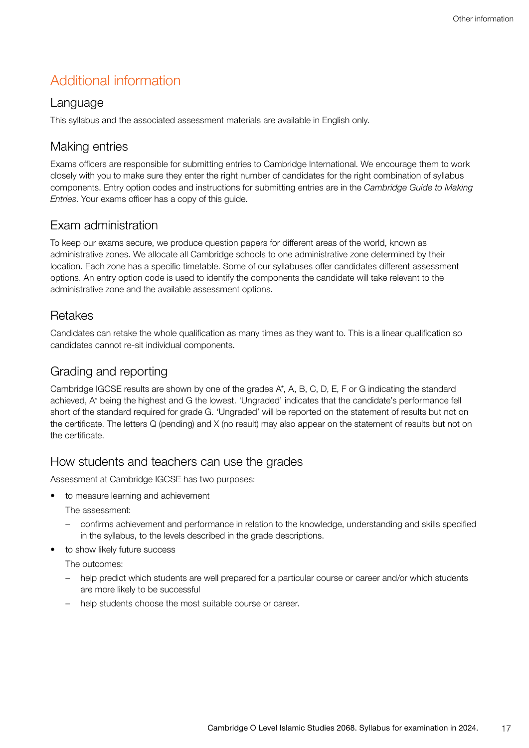## Additional information

### Language

This syllabus and the associated assessment materials are available in English only.

### Making entries

Exams officers are responsible for submitting entries to Cambridge International. We encourage them to work closely with you to make sure they enter the right number of candidates for the right combination of syllabus components. Entry option codes and instructions for submitting entries are in the *Cambridge Guide to Making Entries*. Your exams officer has a copy of this guide.

### Exam administration

To keep our exams secure, we produce question papers for different areas of the world, known as administrative zones. We allocate all Cambridge schools to one administrative zone determined by their location. Each zone has a specific timetable. Some of our syllabuses offer candidates different assessment options. An entry option code is used to identify the components the candidate will take relevant to the administrative zone and the available assessment options.

### Retakes

Candidates can retake the whole qualification as many times as they want to. This is a linear qualification so candidates cannot re-sit individual components.

### Grading and reporting

Cambridge IGCSE results are shown by one of the grades A*, A, B, C, D, E, F or G indicating the standard achieved, A* being the highest and G the lowest. 'Ungraded' indicates that the candidate's performance fell short of the standard required for grade G. 'Ungraded' will be reported on the statement of results but not on the certificate. The letters Q (pending) and X (no result) may also appear on the statement of results but not on the certificate.

### How students and teachers can use the grades

Assessment at Cambridge IGCSE has two purposes:

- to measure learning and achievement

  The assessment:

  - confirms achievement and performance in relation to the knowledge, understanding and skills specified in the syllabus, to the levels described in the grade descriptions.

- to show likely future success

  The outcomes:

  - help predict which students are well prepared for a particular course or career and/or which students are more likely to be successful
  - help students choose the most suitable course or career.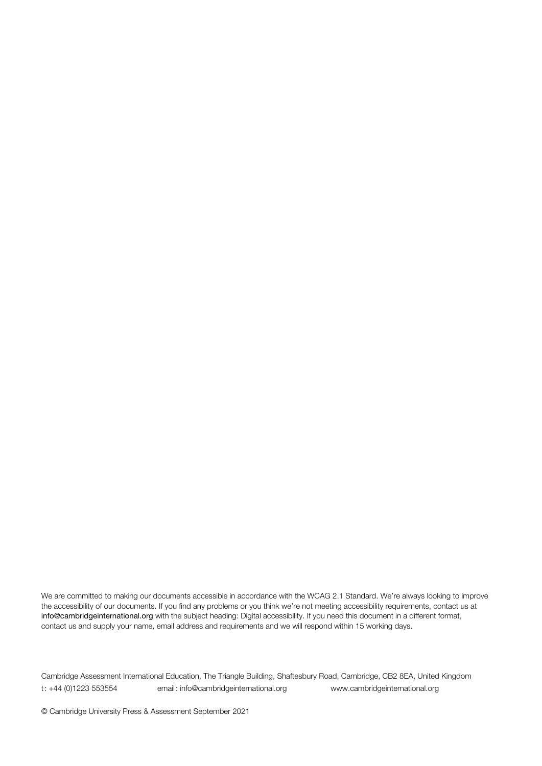We are committed to making our documents accessible in accordance with the WCAG 2.1 Standard. We're always looking to improve the accessibility of our documents. If you find any problems or you think we're not meeting accessibility requirements, contact us at info@cambridgeinternational.org with the subject heading: Digital accessibility. If you need this document in a different format, contact us and supply your name, email address and requirements and we will respond within 15 working days.

Cambridge Assessment International Education, The Triangle Building, Shaftesbury Road, Cambridge, CB2 8EA, United Kingdom
t: +44 (0)1223 553554 email: info@cambridgeinternational.org www.cambridgeinternational.org

© Cambridge University Press & Assessment September 2021